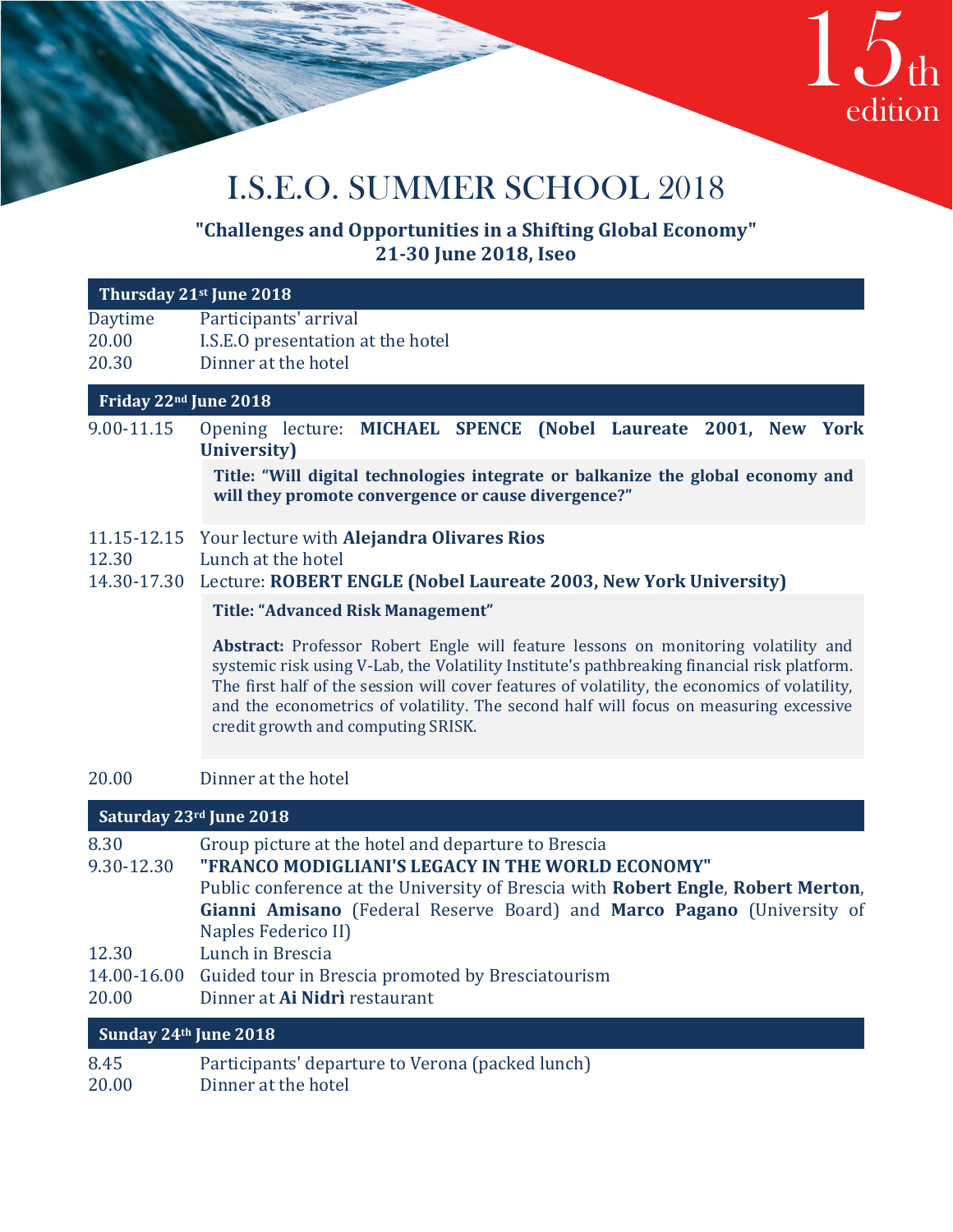15th edition

# I.S.E.O. SUMMER SCHOOL 2018

**"Challenges and Opportunities in a Shifting Global Economy"**
**21-30 June 2018, Iseo**

## Thursday 21st June 2018

| | |
|---|---|
| Daytime | Participants' arrival |
| 20.00 | I.S.E.O presentation at the hotel |
| 20.30 | Dinner at the hotel |

## Friday 22nd June 2018

**9.00-11.15** Opening lecture: **MICHAEL SPENCE (Nobel Laureate 2001, New York University)**

> **Title: "Will digital technologies integrate or balkanize the global economy and will they promote convergence or cause divergence?"**

**11.15-12.15** Your lecture with **Alejandra Olivares Rios**

**12.30** Lunch at the hotel

**14.30-17.30** Lecture: **ROBERT ENGLE (Nobel Laureate 2003, New York University)**

> **Title: "Advanced Risk Management"**
>
> **Abstract:** Professor Robert Engle will feature lessons on monitoring volatility and systemic risk using V-Lab, the Volatility Institute's pathbreaking financial risk platform. The first half of the session will cover features of volatility, the economics of volatility, and the econometrics of volatility. The second half will focus on measuring excessive credit growth and computing SRISK.

**20.00** Dinner at the hotel

## Saturday 23rd June 2018

| | |
|---|---|
| 8.30 | Group picture at the hotel and departure to Brescia |
| 9.30-12.30 | **"FRANCO MODIGLIANI'S LEGACY IN THE WORLD ECONOMY"** Public conference at the University of Brescia with **Robert Engle**, **Robert Merton**, **Gianni Amisano** (Federal Reserve Board) and **Marco Pagano** (University of Naples Federico II) |
| 12.30 | Lunch in Brescia |
| 14.00-16.00 | Guided tour in Brescia promoted by Bresciatourism |
| 20.00 | Dinner at **Ai Nidrì** restaurant |

## Sunday 24th June 2018

| | |
|---|---|
| 8.45 | Participants' departure to Verona (packed lunch) |
| 20.00 | Dinner at the hotel |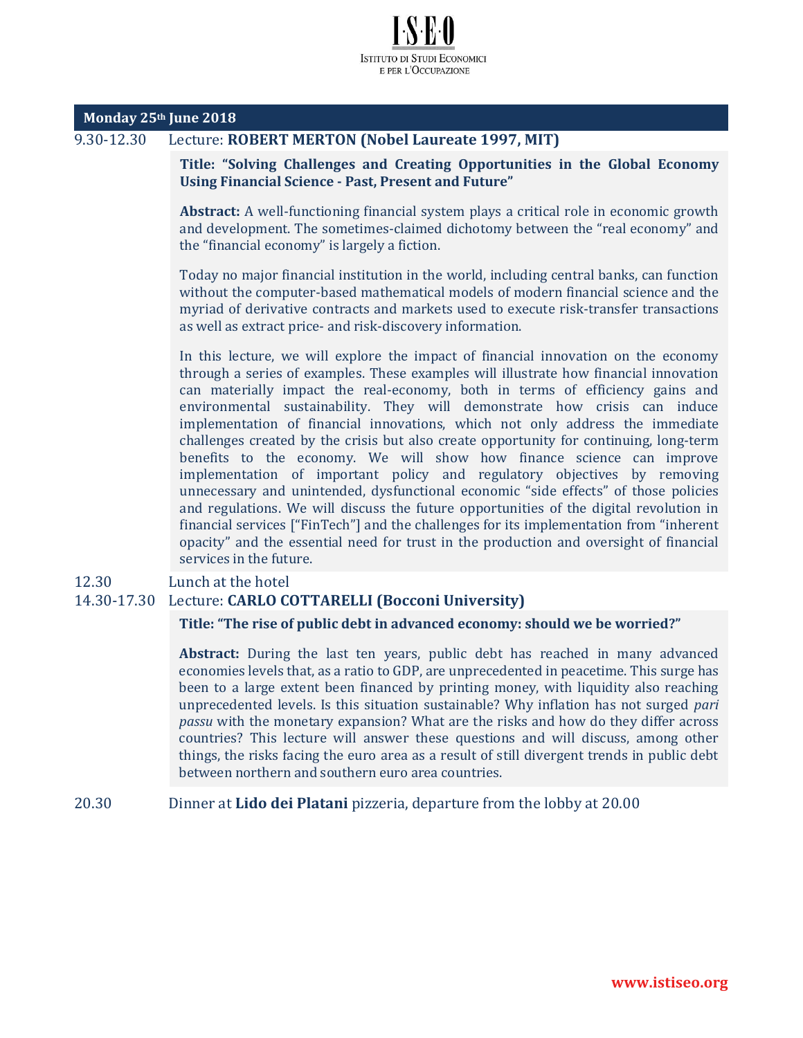## Monday 25th June 2018

9.30-12.30 Lecture: **ROBERT MERTON (Nobel Laureate 1997, MIT)**

**Title: "Solving Challenges and Creating Opportunities in the Global Economy Using Financial Science - Past, Present and Future"**

**Abstract:** A well-functioning financial system plays a critical role in economic growth and development. The sometimes-claimed dichotomy between the "real economy" and the "financial economy" is largely a fiction.

Today no major financial institution in the world, including central banks, can function without the computer-based mathematical models of modern financial science and the myriad of derivative contracts and markets used to execute risk-transfer transactions as well as extract price- and risk-discovery information.

In this lecture, we will explore the impact of financial innovation on the economy through a series of examples. These examples will illustrate how financial innovation can materially impact the real-economy, both in terms of efficiency gains and environmental sustainability. They will demonstrate how crisis can induce implementation of financial innovations, which not only address the immediate challenges created by the crisis but also create opportunity for continuing, long-term benefits to the economy. We will show how finance science can improve implementation of important policy and regulatory objectives by removing unnecessary and unintended, dysfunctional economic "side effects" of those policies and regulations. We will discuss the future opportunities of the digital revolution in financial services ["FinTech"] and the challenges for its implementation from "inherent opacity" and the essential need for trust in the production and oversight of financial services in the future.

12.30 Lunch at the hotel

14.30-17.30 Lecture: **CARLO COTTARELLI (Bocconi University)**

**Title: "The rise of public debt in advanced economy: should we be worried?"**

**Abstract:** During the last ten years, public debt has reached in many advanced economies levels that, as a ratio to GDP, are unprecedented in peacetime. This surge has been to a large extent been financed by printing money, with liquidity also reaching unprecedented levels. Is this situation sustainable? Why inflation has not surged *pari passu* with the monetary expansion? What are the risks and how do they differ across countries? This lecture will answer these questions and will discuss, among other things, the risks facing the euro area as a result of still divergent trends in public debt between northern and southern euro area countries.

20.30 Dinner at **Lido dei Platani** pizzeria, departure from the lobby at 20.00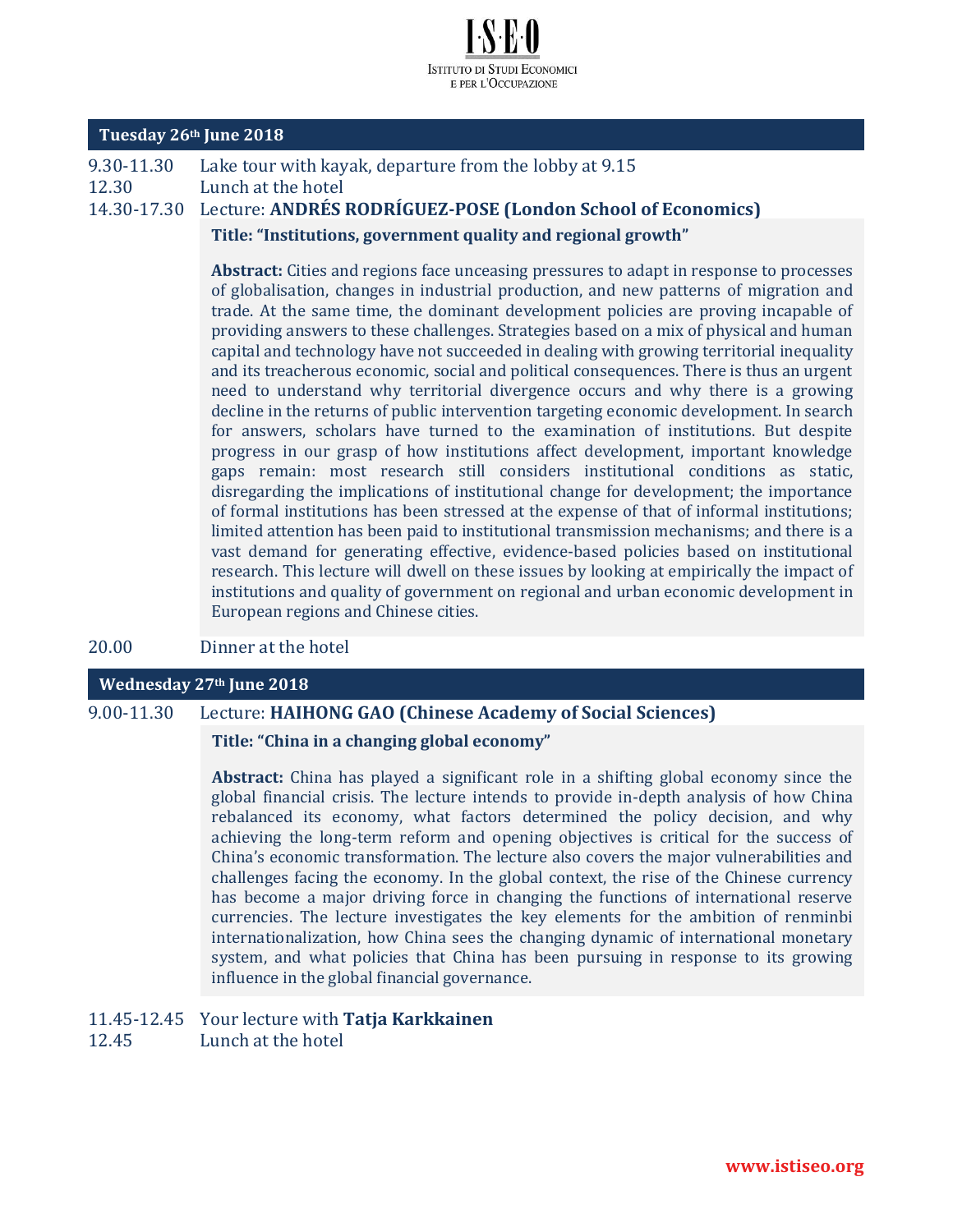## Tuesday 26th June 2018

9.30-11.30 Lake tour with kayak, departure from the lobby at 9.15

12.30 Lunch at the hotel

14.30-17.30 Lecture: **ANDRÉS RODRÍGUEZ-POSE (London School of Economics)**

**Title: "Institutions, government quality and regional growth"**

**Abstract:** Cities and regions face unceasing pressures to adapt in response to processes of globalisation, changes in industrial production, and new patterns of migration and trade. At the same time, the dominant development policies are proving incapable of providing answers to these challenges. Strategies based on a mix of physical and human capital and technology have not succeeded in dealing with growing territorial inequality and its treacherous economic, social and political consequences. There is thus an urgent need to understand why territorial divergence occurs and why there is a growing decline in the returns of public intervention targeting economic development. In search for answers, scholars have turned to the examination of institutions. But despite progress in our grasp of how institutions affect development, important knowledge gaps remain: most research still considers institutional conditions as static, disregarding the implications of institutional change for development; the importance of formal institutions has been stressed at the expense of that of informal institutions; limited attention has been paid to institutional transmission mechanisms; and there is a vast demand for generating effective, evidence-based policies based on institutional research. This lecture will dwell on these issues by looking at empirically the impact of institutions and quality of government on regional and urban economic development in European regions and Chinese cities.

20.00 Dinner at the hotel

## Wednesday 27th June 2018

9.00-11.30 Lecture: **HAIHONG GAO (Chinese Academy of Social Sciences)**

**Title: "China in a changing global economy"**

**Abstract:** China has played a significant role in a shifting global economy since the global financial crisis. The lecture intends to provide in-depth analysis of how China rebalanced its economy, what factors determined the policy decision, and why achieving the long-term reform and opening objectives is critical for the success of China's economic transformation. The lecture also covers the major vulnerabilities and challenges facing the economy. In the global context, the rise of the Chinese currency has become a major driving force in changing the functions of international reserve currencies. The lecture investigates the key elements for the ambition of renminbi internationalization, how China sees the changing dynamic of international monetary system, and what policies that China has been pursuing in response to its growing influence in the global financial governance.

11.45-12.45 Your lecture with **Tatja Karkkainen**

12.45 Lunch at the hotel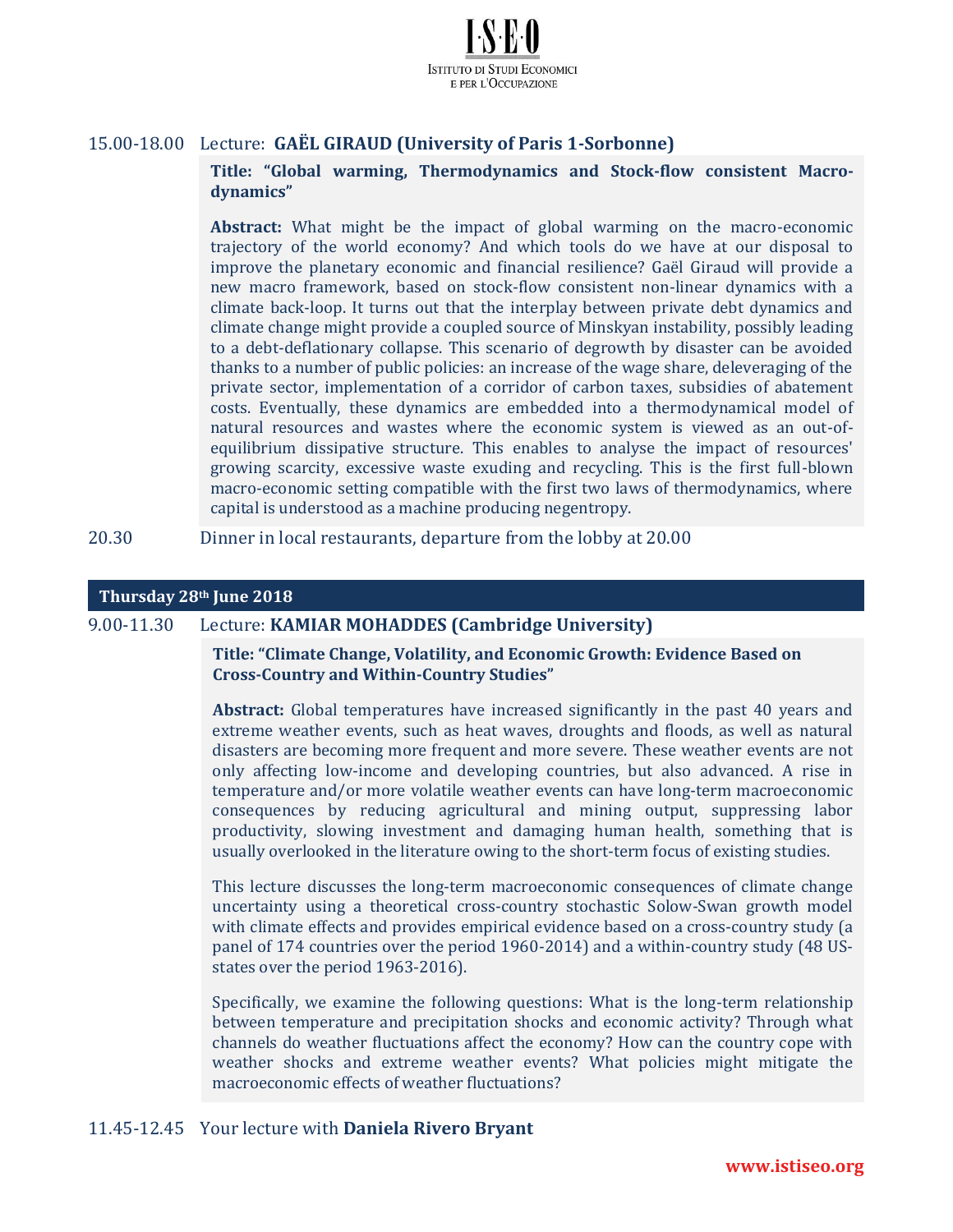15.00-18.00 Lecture: **GAËL GIRAUD (University of Paris 1-Sorbonne)**

**Title: "Global warming, Thermodynamics and Stock-flow consistent Macro-dynamics"**

**Abstract:** What might be the impact of global warming on the macro-economic trajectory of the world economy? And which tools do we have at our disposal to improve the planetary economic and financial resilience? Gaël Giraud will provide a new macro framework, based on stock-flow consistent non-linear dynamics with a climate back-loop. It turns out that the interplay between private debt dynamics and climate change might provide a coupled source of Minskyan instability, possibly leading to a debt-deflationary collapse. This scenario of degrowth by disaster can be avoided thanks to a number of public policies: an increase of the wage share, deleveraging of the private sector, implementation of a corridor of carbon taxes, subsidies of abatement costs. Eventually, these dynamics are embedded into a thermodynamical model of natural resources and wastes where the economic system is viewed as an out-of-equilibrium dissipative structure. This enables to analyse the impact of resources' growing scarcity, excessive waste exuding and recycling. This is the first full-blown macro-economic setting compatible with the first two laws of thermodynamics, where capital is understood as a machine producing negentropy.

20.30 Dinner in local restaurants, departure from the lobby at 20.00

## Thursday 28th June 2018

9.00-11.30 Lecture: **KAMIAR MOHADDES (Cambridge University)**

**Title: "Climate Change, Volatility, and Economic Growth: Evidence Based on Cross-Country and Within-Country Studies"**

**Abstract:** Global temperatures have increased significantly in the past 40 years and extreme weather events, such as heat waves, droughts and floods, as well as natural disasters are becoming more frequent and more severe. These weather events are not only affecting low-income and developing countries, but also advanced. A rise in temperature and/or more volatile weather events can have long-term macroeconomic consequences by reducing agricultural and mining output, suppressing labor productivity, slowing investment and damaging human health, something that is usually overlooked in the literature owing to the short-term focus of existing studies.

This lecture discusses the long-term macroeconomic consequences of climate change uncertainty using a theoretical cross-country stochastic Solow-Swan growth model with climate effects and provides empirical evidence based on a cross-country study (a panel of 174 countries over the period 1960-2014) and a within-country study (48 US-states over the period 1963-2016).

Specifically, we examine the following questions: What is the long-term relationship between temperature and precipitation shocks and economic activity? Through what channels do weather fluctuations affect the economy? How can the country cope with weather shocks and extreme weather events? What policies might mitigate the macroeconomic effects of weather fluctuations?

11.45-12.45 Your lecture with **Daniela Rivero Bryant**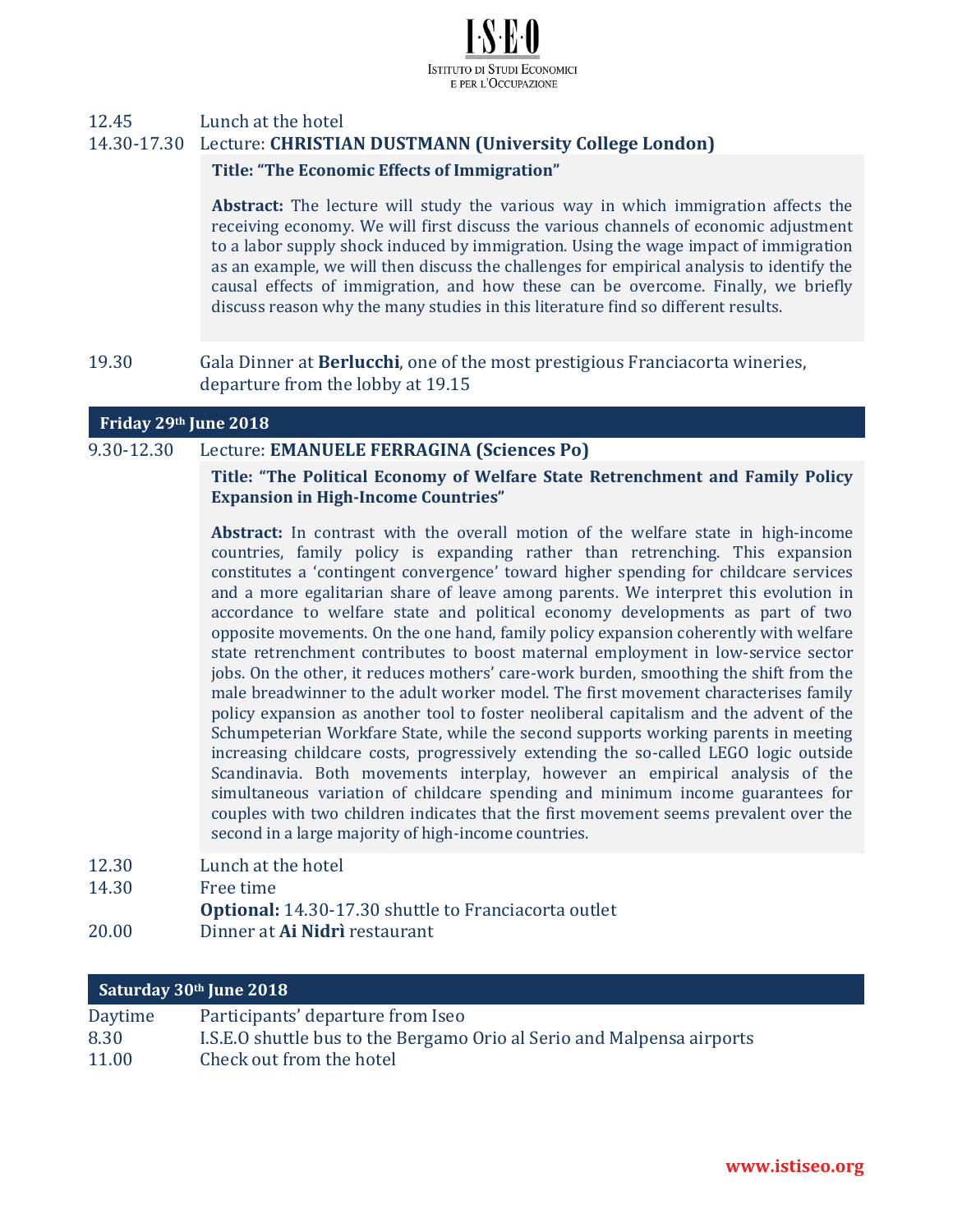12.45 Lunch at the hotel

14.30-17.30 Lecture: **CHRISTIAN DUSTMANN (University College London)**

**Title: "The Economic Effects of Immigration"**

**Abstract:** The lecture will study the various way in which immigration affects the receiving economy. We will first discuss the various channels of economic adjustment to a labor supply shock induced by immigration. Using the wage impact of immigration as an example, we will then discuss the challenges for empirical analysis to identify the causal effects of immigration, and how these can be overcome. Finally, we briefly discuss reason why the many studies in this literature find so different results.

19.30 Gala Dinner at **Berlucchi**, one of the most prestigious Franciacorta wineries, departure from the lobby at 19.15

## Friday 29th June 2018

9.30-12.30 Lecture: **EMANUELE FERRAGINA (Sciences Po)**

**Title: "The Political Economy of Welfare State Retrenchment and Family Policy Expansion in High-Income Countries"**

**Abstract:** In contrast with the overall motion of the welfare state in high-income countries, family policy is expanding rather than retrenching. This expansion constitutes a 'contingent convergence' toward higher spending for childcare services and a more egalitarian share of leave among parents. We interpret this evolution in accordance to welfare state and political economy developments as part of two opposite movements. On the one hand, family policy expansion coherently with welfare state retrenchment contributes to boost maternal employment in low-service sector jobs. On the other, it reduces mothers' care-work burden, smoothing the shift from the male breadwinner to the adult worker model. The first movement characterises family policy expansion as another tool to foster neoliberal capitalism and the advent of the Schumpeterian Workfare State, while the second supports working parents in meeting increasing childcare costs, progressively extending the so-called LEGO logic outside Scandinavia. Both movements interplay, however an empirical analysis of the simultaneous variation of childcare spending and minimum income guarantees for couples with two children indicates that the first movement seems prevalent over the second in a large majority of high-income countries.

12.30 Lunch at the hotel

14.30 Free time

**Optional:** 14.30-17.30 shuttle to Franciacorta outlet

20.00 Dinner at **Ai Nidrì** restaurant

## Saturday 30th June 2018

Daytime Participants' departure from Iseo

8.30 I.S.E.O shuttle bus to the Bergamo Orio al Serio and Malpensa airports

11.00 Check out from the hotel